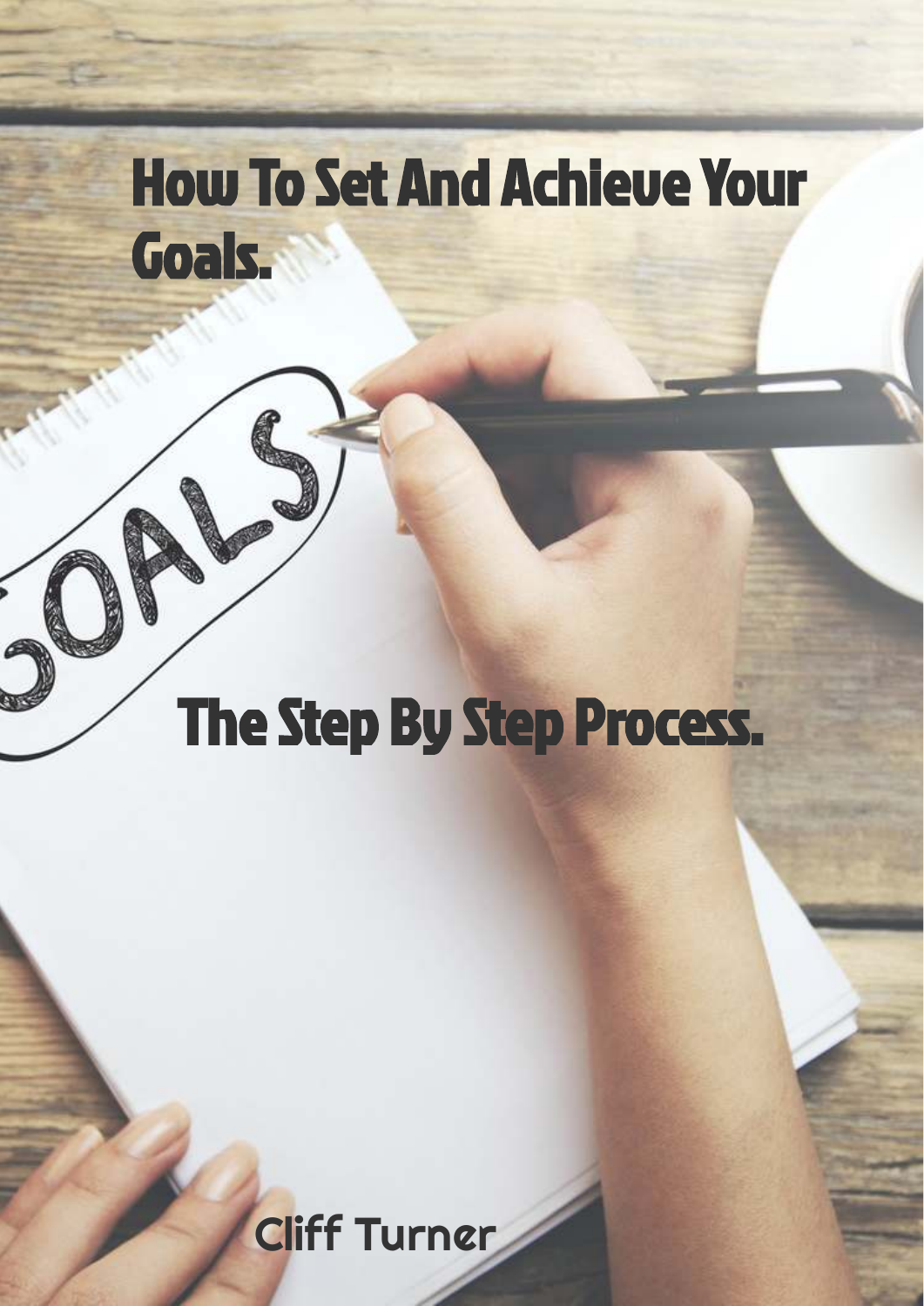# How To Set And Achieve Your Goals.

## The Step By Step Process.

Cliff Turner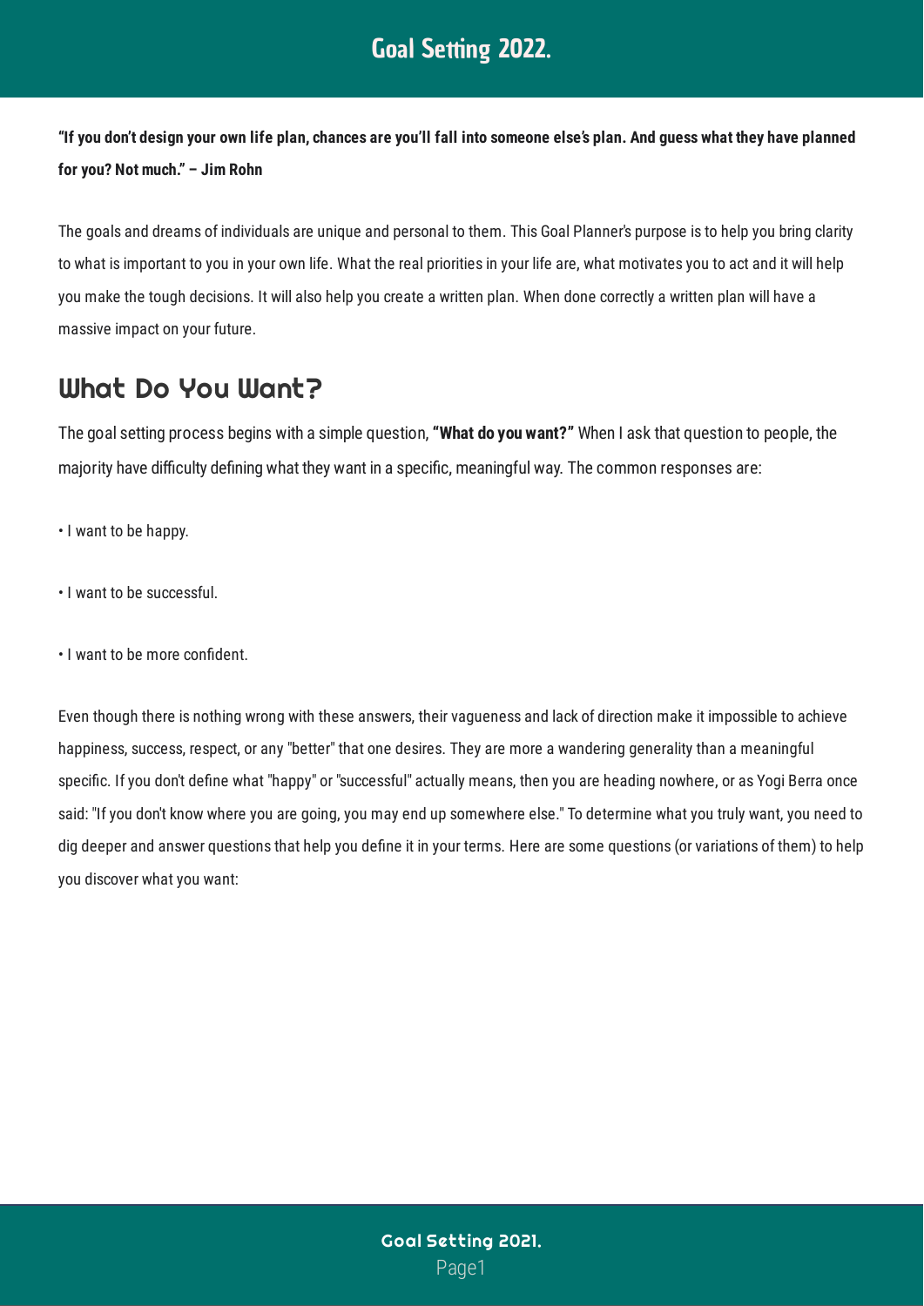**"If you don't design your own life plan, chances are you'll fall into someone else's plan. And guess what they have planned for you? Not much." – Jim Rohn**

The goals and dreams of individuals are unique and personal to them. This Goal Planner's purpose is to help you bring clarity to what is important to you in your own life. What the real priorities in your life are, what motivates you to act and it will help you make the tough decisions. It will also help you create a written plan. When done correctly a written plan will have a massive impact on your future.

## What Do You Want?

The goal setting process begins with a simple question, **"What do you want?"** When I ask that question to people, the majority have difficulty defining what they want in a specific, meaningful way. The common responses are:

• I want to be happy.

• I want to be successful.

• I want to be more confident.

Even though there is nothing wrong with these answers, their vagueness and lack of direction make it impossible to achieve happiness, success, respect, or any "better" that one desires. They are more a wandering generality than a meaningful specific. If you don't define what "happy" or "successful" actually means, then you are heading nowhere, or as Yogi Berra once said: "If you don't know where you are going, you may end up somewhere else." To determine what you truly want, you need to dig deeper and answer questions that help you define it in your terms. Here are some questions (or variations of them) to help you discover what you want: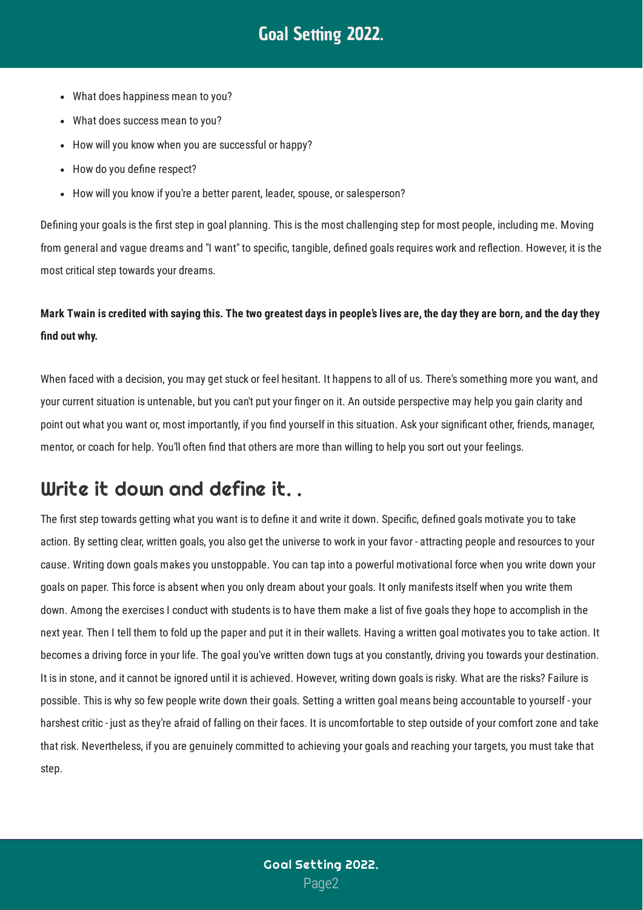- What does happiness mean to you?
- What does success mean to you?
- How will you know when you are successful or happy?
- How do you define respect?
- How will you know if you're a better parent, leader, spouse, or salesperson?

Defining your goals is the first step in goal planning. This is the most challenging step for most people, including me. Moving from general and vague dreams and "I want" to specific, tangible, defined goals requires work and reflection. However, it is the most critical step towards your dreams.

**Mark Twain is credited with saying this. The two greatest days in people's lives are, the day they are born, and the day they find out why.**

When faced with a decision, you may get stuck or feel hesitant. It happens to all of us. There's something more you want, and your current situation is untenable, but you can't put your finger on it. An outside perspective may help you gain clarity and point out what you want or, most importantly, if you find yourself in this situation. Ask your significant other, friends, manager, mentor, or coach for help. You'll often find that others are more than willing to help you sort out your feelings.

## Write it down and define it. .

The first step towards getting what you want is to define it and write it down. Specific, defined goals motivate you to take action. By setting clear, written goals, you also get the universe to work in your favor - attracting people and resources to your cause. Writing down goals makes you unstoppable. You can tap into a powerful motivational force when you write down your goals on paper. This force is absent when you only dream about your goals. It only manifests itself when you write them down. Among the exercises I conduct with students is to have them make a list of five goals they hope to accomplish in the next year. Then I tell them to fold up the paper and put it in their wallets. Having a written goal motivates you to take action. It becomes a driving force in your life. The goal you've written down tugs at you constantly, driving you towards your destination. It is in stone, and it cannot be ignored until it is achieved. However, writing down goals is risky. What are the risks? Failure is possible. This is why so few people write down their goals. Setting a written goal means being accountable to yourself - your harshest critic - just as they're afraid of falling on their faces. It is uncomfortable to step outside of your comfort zone and take that risk. Nevertheless, if you are genuinely committed to achieving your goals and reaching your targets, you must take that step.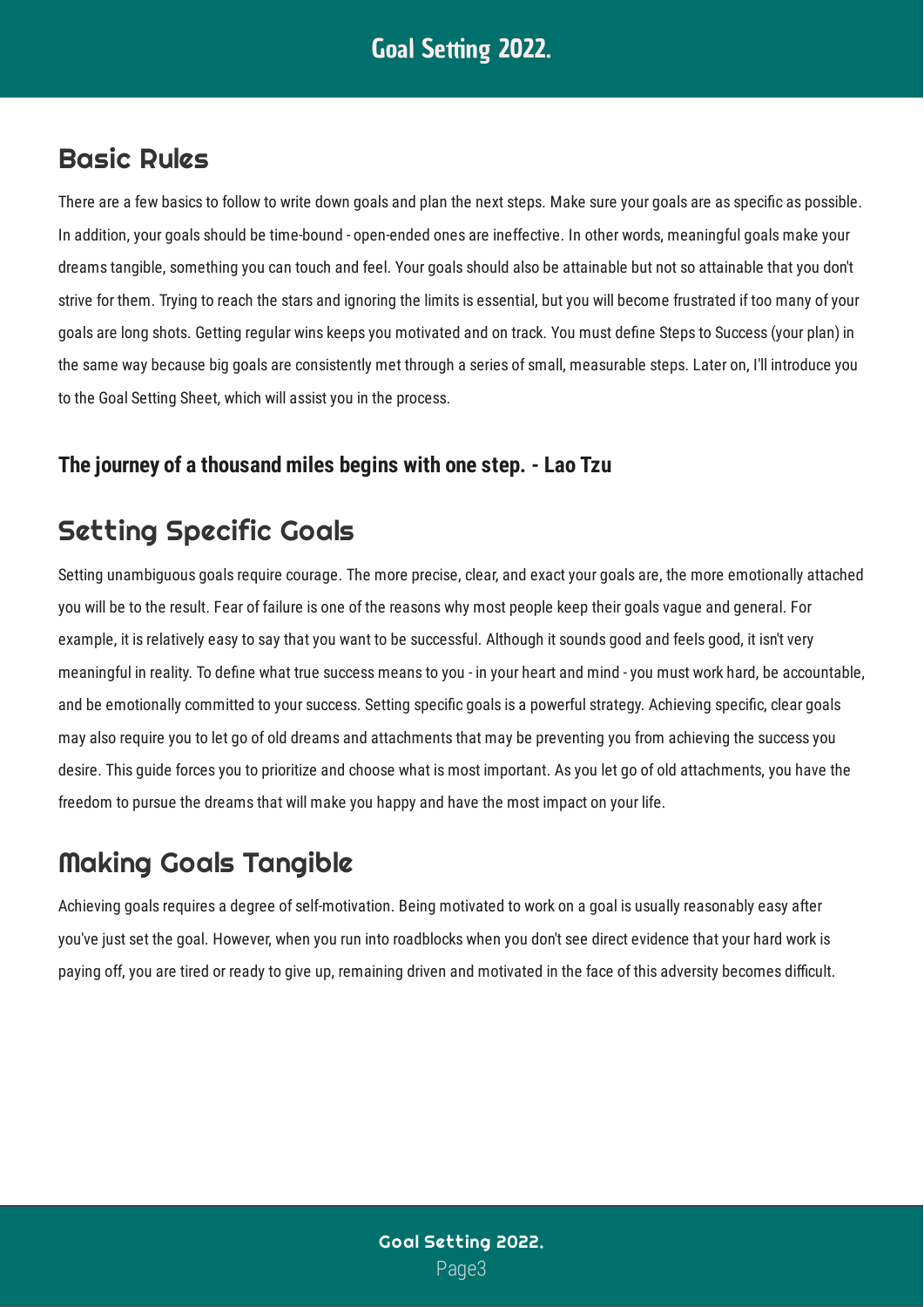## Basic Rules

There are a few basics to follow to write down goals and plan the next steps. Make sure your goals are as specific as possible. In addition, your goals should be time-bound - open-ended ones are ineffective. In other words, meaningful goals make your dreams tangible, something you can touch and feel. Your goals should also be attainable but not so attainable that you don't strive for them. Trying to reach the stars and ignoring the limits is essential, but you will become frustrated if too many of your goals are long shots. Getting regular wins keeps you motivated and on track. You must define Steps to Success (your plan) in the same way because big goals are consistently met through a series of small, measurable steps. Later on, I'll introduce you to the Goal Setting Sheet, which will assist you in the process.

**The journey of a thousand miles begins with one step. - Lao Tzu**

## Setting Specific Goals

Setting unambiguous goals require courage. The more precise, clear, and exact your goals are, the more emotionally attached you will be to the result. Fear of failure is one of the reasons why most people keep their goals vague and general. For example, it is relatively easy to say that you want to be successful. Although it sounds good and feels good, it isn't very meaningful in reality. To define what true success means to you - in your heart and mind - you must work hard, be accountable, and be emotionally committed to your success. Setting specific goals is a powerful strategy. Achieving specific, clear goals may also require you to let go of old dreams and attachments that may be preventing you from achieving the success you desire. This guide forces you to prioritize and choose what is most important. As you let go of old attachments, you have the freedom to pursue the dreams that will make you happy and have the most impact on your life.

## Making Goals Tangible

Achieving goals requires a degree of self-motivation. Being motivated to work on a goal is usually reasonably easy after you've just set the goal. However, when you run into roadblocks when you don't see direct evidence that your hard work is paying off, you are tired or ready to give up, remaining driven and motivated in the face of this adversity becomes difficult.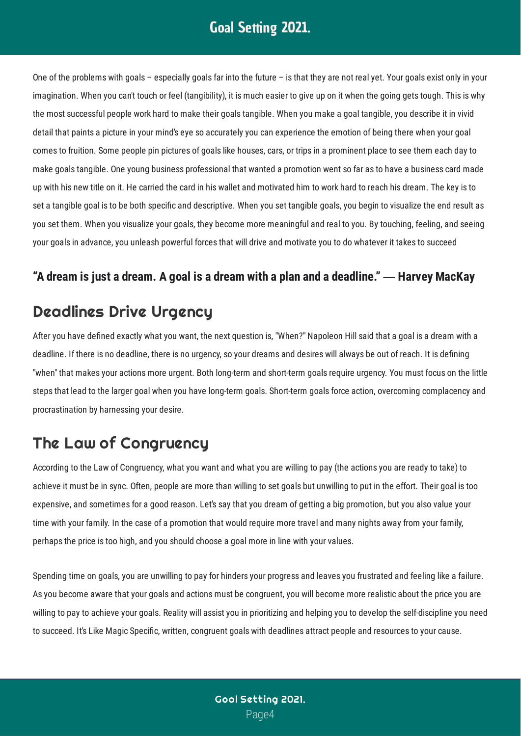One of the problems with goals – especially goals far into the future – is that they are not real yet. Your goals exist only in your imagination. When you can't touch or feel (tangibility), it is much easier to give up on it when the going gets tough. This is why the most successful people work hard to make their goals tangible. When you make a goal tangible, you describe it in vivid detail that paints a picture in your mind's eye so accurately you can experience the emotion of being there when your goal comes to fruition. Some people pin pictures of goals like houses, cars, or trips in a prominent place to see them each day to make goals tangible. One young business professional that wanted a promotion went so far as to have a business card made up with his new title on it. He carried the card in his wallet and motivated him to work hard to reach his dream. The key is to set a tangible goal is to be both specific and descriptive. When you set tangible goals, you begin to visualize the end result as you set them. When you visualize your goals, they become more meaningful and real to you. By touching, feeling, and seeing your goals in advance, you unleash powerful forces that will drive and motivate you to do whatever it takes to succeed

**"A dream is just a dream. A goal is a dream with a plan and a deadline." — Harvey MacKay**

## Deadlines Drive Urgency

After you have defined exactly what you want, the next question is, "When?" Napoleon Hill said that a goal is a dream with a deadline. If there is no deadline, there is no urgency, so your dreams and desires will always be out of reach. It is defining "when" that makes your actions more urgent. Both long-term and short-term goals require urgency. You must focus on the little steps that lead to the larger goal when you have long-term goals. Short-term goals force action, overcoming complacency and procrastination by harnessing your desire.

## The Law of Congruency

According to the Law of Congruency, what you want and what you are willing to pay (the actions you are ready to take) to achieve it must be in sync. Often, people are more than willing to set goals but unwilling to put in the effort. Their goal is too expensive, and sometimes for a good reason. Let's say that you dream of getting a big promotion, but you also value your time with your family. In the case of a promotion that would require more travel and many nights away from your family, perhaps the price is too high, and you should choose a goal more in line with your values.

Spending time on goals, you are unwilling to pay for hinders your progress and leaves you frustrated and feeling like a failure. As you become aware that your goals and actions must be congruent, you will become more realistic about the price you are willing to pay to achieve your goals. Reality will assist you in prioritizing and helping you to develop the self-discipline you need to succeed. It's Like Magic Specific, written, congruent goals with deadlines attract people and resources to your cause.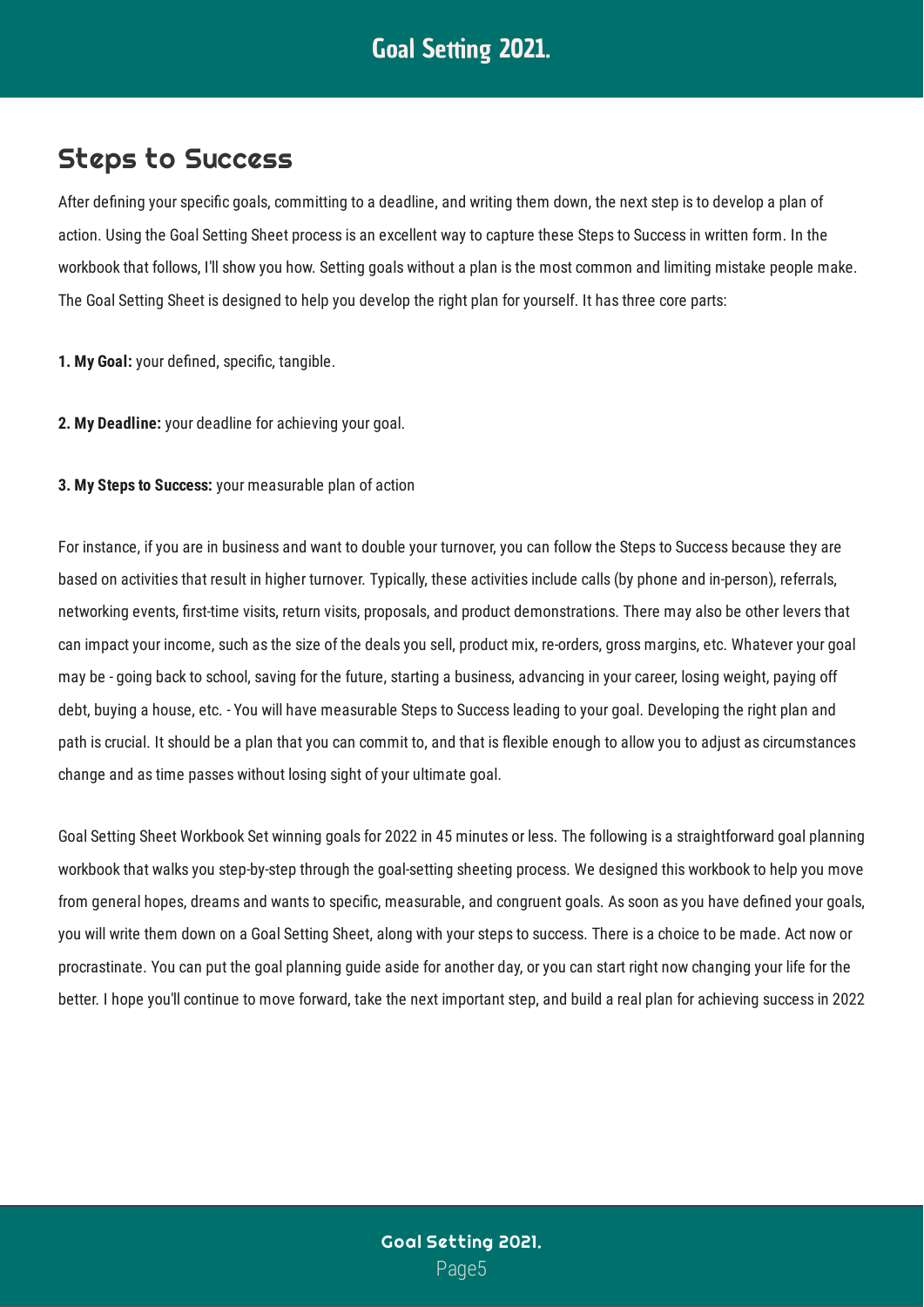## Steps to Success

After defining your specific goals, committing to a deadline, and writing them down, the next step is to develop a plan of action. Using the Goal Setting Sheet process is an excellent way to capture these Steps to Success in written form. In the workbook that follows, I'll show you how. Setting goals without a plan is the most common and limiting mistake people make. The Goal Setting Sheet is designed to help you develop the right plan for yourself. It has three core parts:

**1. My Goal:** your defined, specific, tangible.

**2. My Deadline:** your deadline for achieving your goal.

**3. My Steps to Success:** your measurable plan of action

For instance, if you are in business and want to double your turnover, you can follow the Steps to Success because they are based on activities that result in higher turnover. Typically, these activities include calls (by phone and in-person), referrals, networking events, first-time visits, return visits, proposals, and product demonstrations. There may also be other levers that can impact your income, such as the size of the deals you sell, product mix, re-orders, gross margins, etc. Whatever your goal may be - going back to school, saving for the future, starting a business, advancing in your career, losing weight, paying off debt, buying a house, etc. - You will have measurable Steps to Success leading to your goal. Developing the right plan and path is crucial. It should be a plan that you can commit to, and that is flexible enough to allow you to adjust as circumstances change and as time passes without losing sight of your ultimate goal.

Goal Setting Sheet Workbook Set winning goals for 2022 in 45 minutes or less. The following is a straightforward goal planning workbook that walks you step-by-step through the goal-setting sheeting process. We designed this workbook to help you move from general hopes, dreams and wants to specific, measurable, and congruent goals. As soon as you have defined your goals, you will write them down on a Goal Setting Sheet, along with your steps to success. There is a choice to be made. Act now or procrastinate. You can put the goal planning guide aside for another day, or you can start right now changing your life for the better. I hope you'll continue to move forward, take the next important step, and build a real plan for achieving success in 2022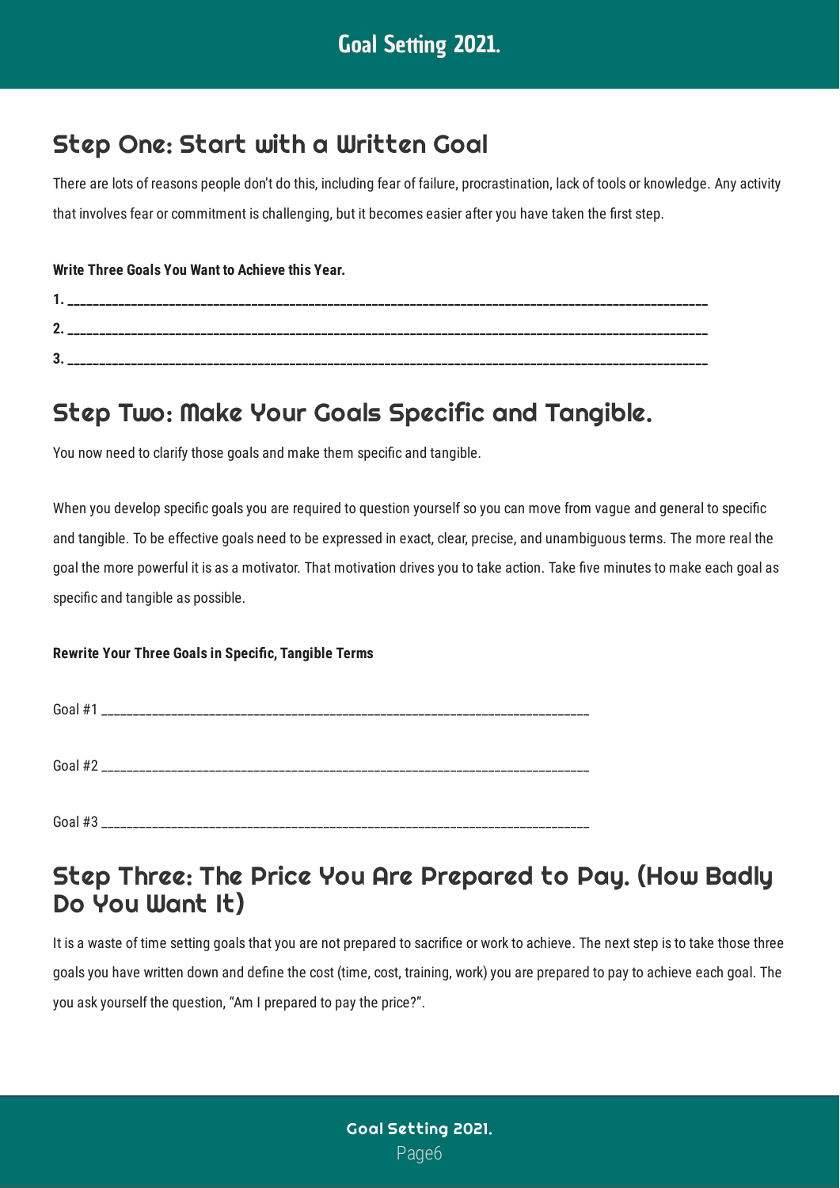## Step One: Start with a Written Goal

There are lots of reasons people don't do this, including fear of failure, procrastination, lack of tools or knowledge. Any activity that involves fear or commitment is challenging, but it becomes easier after you have taken the first step.

**Write Three Goals You Want to Achieve this Year.**

**1. ____________________________________________________________________________________**

**2. ____________________________________________________________________________________**

**3. ____________________________________________________________________________________**

## Step Two: Make Your Goals Specific and Tangible.

You now need to clarify those goals and make them specific and tangible.

When you develop specific goals you are required to question yourself so you can move from vague and general to specific and tangible. To be effective goals need to be expressed in exact, clear, precise, and unambiguous terms. The more real the goal the more powerful it is as a motivator. That motivation drives you to take action. Take five minutes to make each goal as specific and tangible as possible.

**Rewrite Your Three Goals in Specific, Tangible Terms**

Goal #1 ____________________________________________________________________________

Goal #2 ____________________________________________________________________________

Goal #3 ____________________________________________________________________________

## Step Three: The Price You Are Prepared to Pay. (How Badly Do You Want It)

It is a waste of time setting goals that you are not prepared to sacrifice or work to achieve. The next step is to take those three goals you have written down and define the cost (time, cost, training, work) you are prepared to pay to achieve each goal. The you ask yourself the question, "Am I prepared to pay the price?".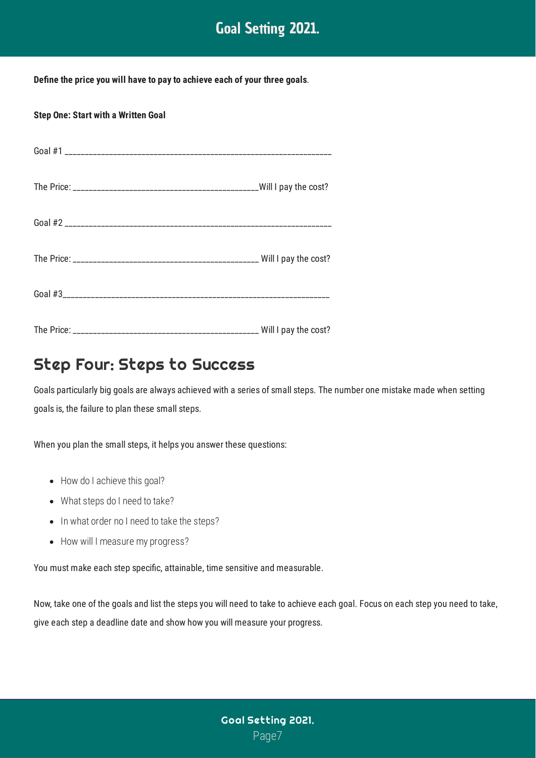**Define the price you will have to pay to achieve each of your three goals**.

**Step One: Start with a Written Goal**

Goal #1 _______________________________________________________________

The Price: ____________________________________________Will I pay the cost?

Goal #2 _______________________________________________________________

The Price: ____________________________________________ Will I pay the cost?

Goal #3_______________________________________________________________

The Price: ____________________________________________ Will I pay the cost?

## Step Four: Steps to Success

Goals particularly big goals are always achieved with a series of small steps. The number one mistake made when setting goals is, the failure to plan these small steps.

When you plan the small steps, it helps you answer these questions:

- How do I achieve this goal?
- What steps do I need to take?
- In what order no I need to take the steps?
- How will I measure my progress?

You must make each step specific, attainable, time sensitive and measurable.

Now, take one of the goals and list the steps you will need to take to achieve each goal. Focus on each step you need to take, give each step a deadline date and show how you will measure your progress.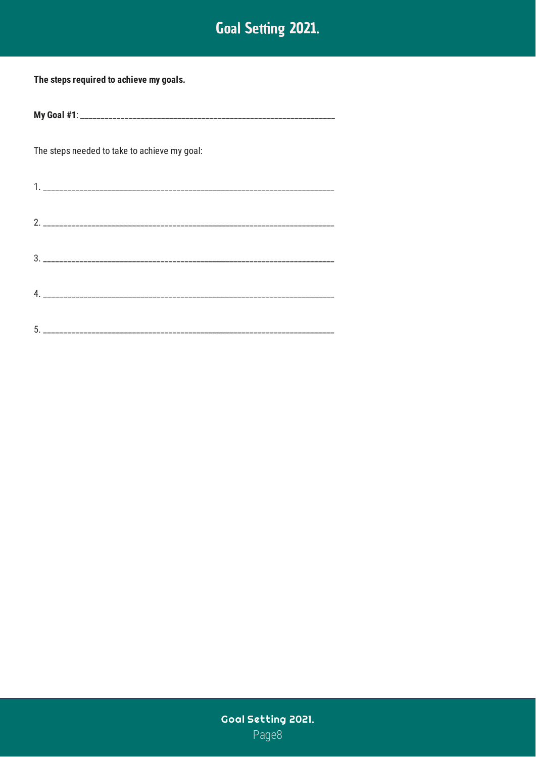**The steps required to achieve my goals.**

**My Goal #1**: ______________________________________________________________

The steps needed to take to achieve my goal:

1. ________________________________________________________________________

2. ________________________________________________________________________

3. ________________________________________________________________________

4. ________________________________________________________________________

5. ________________________________________________________________________